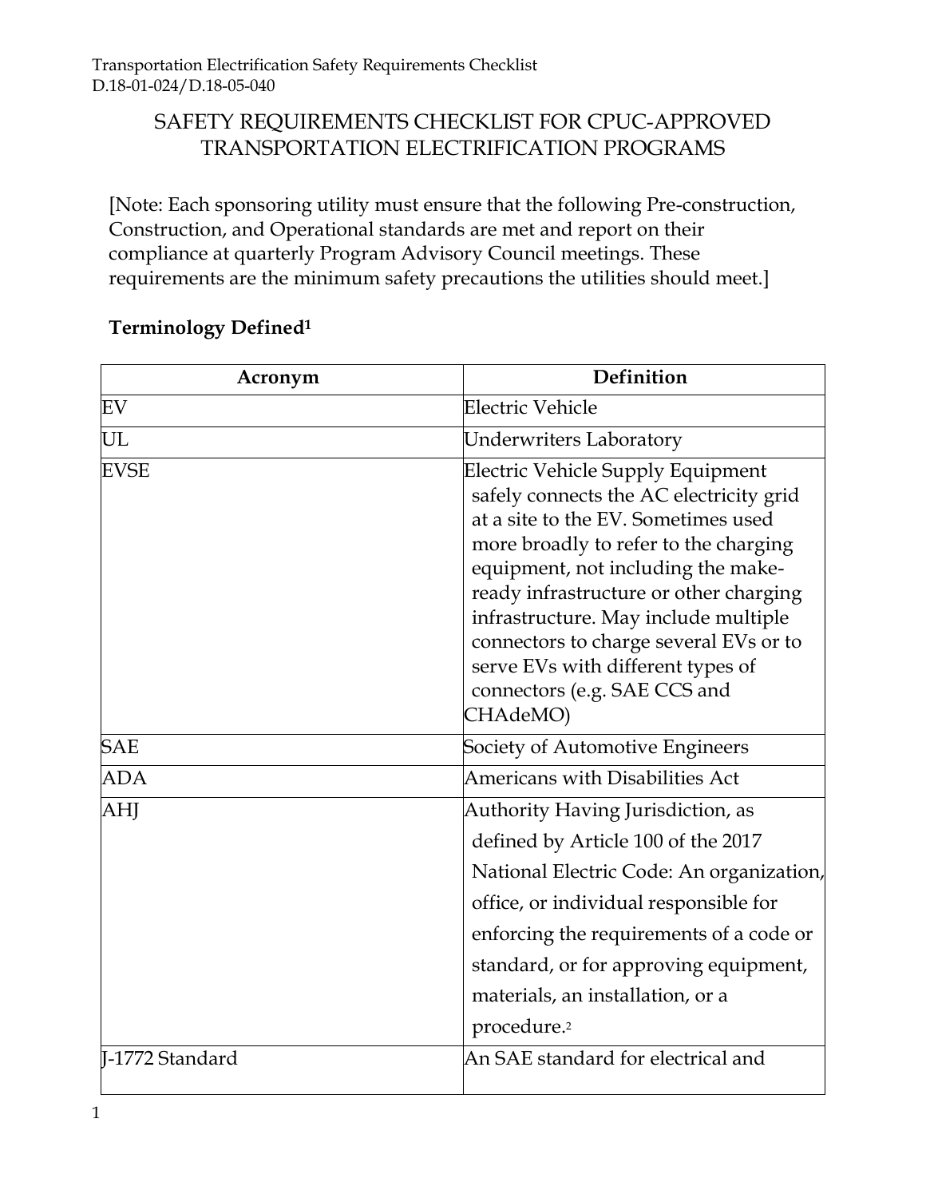# SAFETY REQUIREMENTS CHECKLIST FOR CPUC-APPROVED TRANSPORTATION ELECTRIFICATION PROGRAMS

[Note: Each sponsoring utility must ensure that the following Pre-construction, Construction, and Operational standards are met and report on their compliance at quarterly Program Advisory Council meetings. These requirements are the minimum safety precautions the utilities should meet.]

### Terminology Defined[1]

| Acronym | Definition |
|---|---|
| EV | Electric Vehicle |
| UL | Underwriters Laboratory |
| EVSE | Electric Vehicle Supply Equipment safely connects the AC electricity grid at a site to the EV. Sometimes used more broadly to refer to the charging equipment, not including the make-ready infrastructure or other charging infrastructure. May include multiple connectors to charge several EVs or to serve EVs with different types of connectors (e.g. SAE CCS and CHAdeMO) |
| SAE | Society of Automotive Engineers |
| ADA | Americans with Disabilities Act |
| AHJ | Authority Having Jurisdiction, as defined by Article 100 of the 2017 National Electric Code: An organization, office, or individual responsible for enforcing the requirements of a code or standard, or for approving equipment, materials, an installation, or a procedure.[2] |
| J-1772 Standard | An SAE standard for electrical and |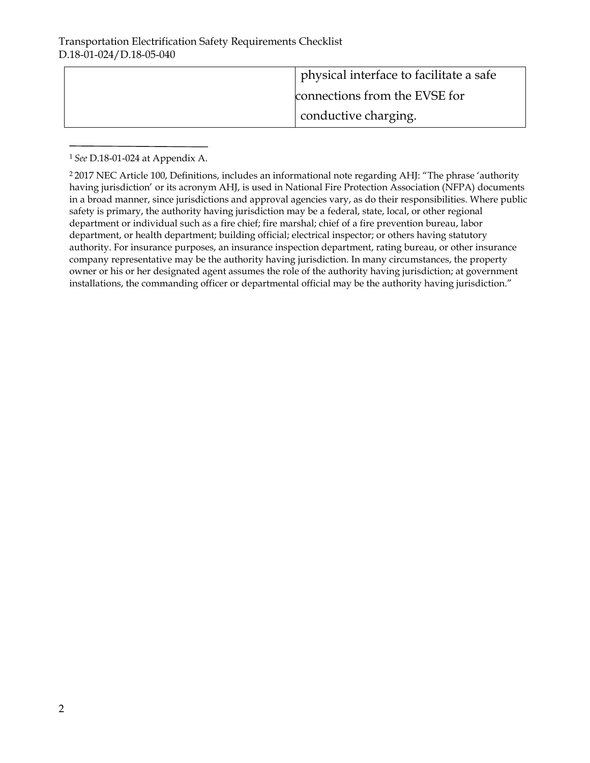| | |
|---|---|
| | physical interface to facilitate a safe connections from the EVSE for conductive charging. |

---

[1] *See* D.18-01-024 at Appendix A.

[2] 2017 NEC Article 100, Definitions, includes an informational note regarding AHJ: "The phrase 'authority having jurisdiction' or its acronym AHJ, is used in National Fire Protection Association (NFPA) documents in a broad manner, since jurisdictions and approval agencies vary, as do their responsibilities. Where public safety is primary, the authority having jurisdiction may be a federal, state, local, or other regional department or individual such as a fire chief; fire marshal; chief of a fire prevention bureau, labor department, or health department; building official; electrical inspector; or others having statutory authority. For insurance purposes, an insurance inspection department, rating bureau, or other insurance company representative may be the authority having jurisdiction. In many circumstances, the property owner or his or her designated agent assumes the role of the authority having jurisdiction; at government installations, the commanding officer or departmental official may be the authority having jurisdiction."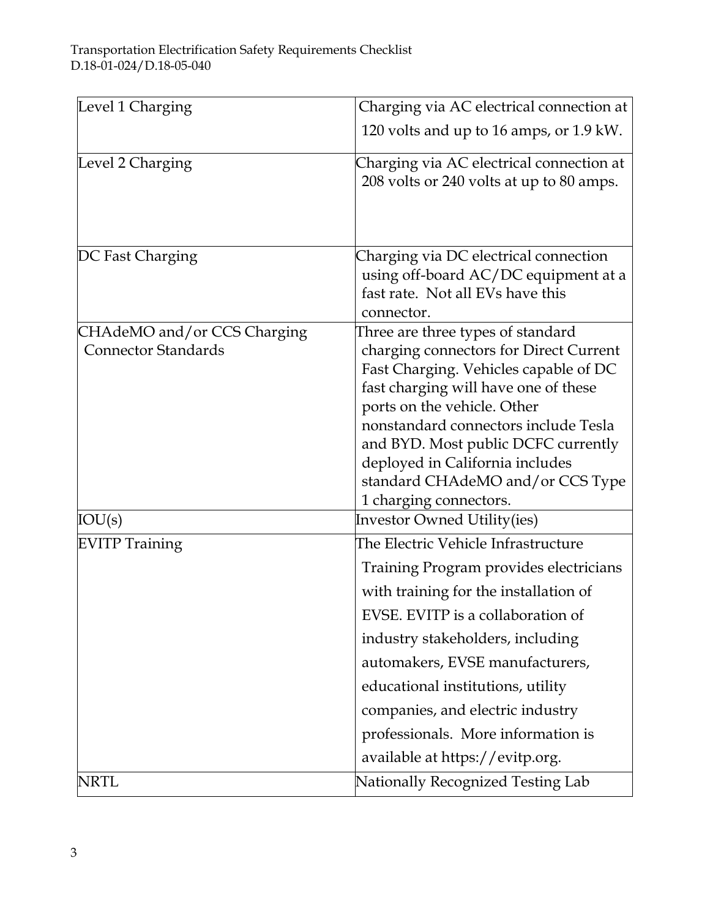| | |
|---|---|
| Level 1 Charging | Charging via AC electrical connection at 120 volts and up to 16 amps, or 1.9 kW. |
| Level 2 Charging | Charging via AC electrical connection at 208 volts or 240 volts at up to 80 amps. |
| DC Fast Charging | Charging via DC electrical connection using off-board AC/DC equipment at a fast rate. Not all EVs have this connector. |
| CHAdeMO and/or CCS Charging Connector Standards | Three are three types of standard charging connectors for Direct Current Fast Charging. Vehicles capable of DC fast charging will have one of these ports on the vehicle. Other nonstandard connectors include Tesla and BYD. Most public DCFC currently deployed in California includes standard CHAdeMO and/or CCS Type 1 charging connectors. |
| IOU(s) | Investor Owned Utility(ies) |
| EVITP Training | The Electric Vehicle Infrastructure Training Program provides electricians with training for the installation of EVSE. EVITP is a collaboration of industry stakeholders, including automakers, EVSE manufacturers, educational institutions, utility companies, and electric industry professionals. More information is available at https://evitp.org. |
| NRTL | Nationally Recognized Testing Lab |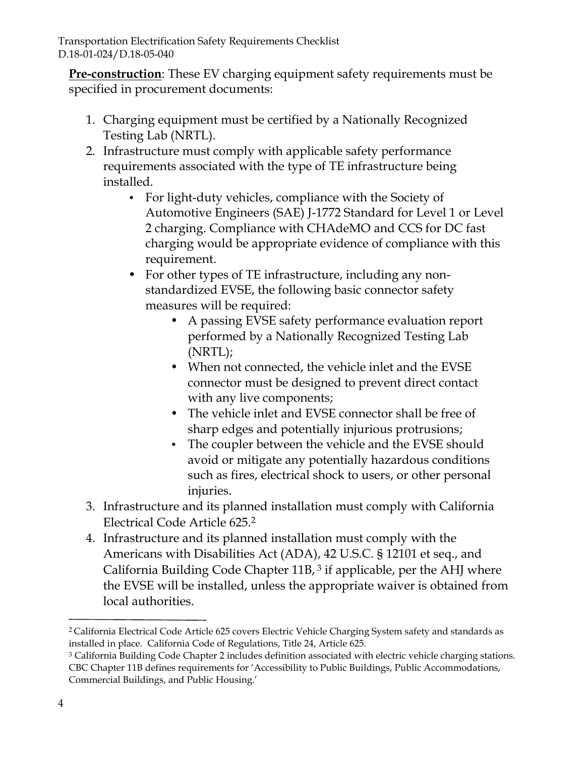**Pre-construction**: These EV charging equipment safety requirements must be specified in procurement documents:

1. Charging equipment must be certified by a Nationally Recognized Testing Lab (NRTL).
2. Infrastructure must comply with applicable safety performance requirements associated with the type of TE infrastructure being installed.
   - For light-duty vehicles, compliance with the Society of Automotive Engineers (SAE) J-1772 Standard for Level 1 or Level 2 charging. Compliance with CHAdeMO and CCS for DC fast charging would be appropriate evidence of compliance with this requirement.
   - For other types of TE infrastructure, including any non-standardized EVSE, the following basic connector safety measures will be required:
     - A passing EVSE safety performance evaluation report performed by a Nationally Recognized Testing Lab (NRTL);
     - When not connected, the vehicle inlet and the EVSE connector must be designed to prevent direct contact with any live components;
     - The vehicle inlet and EVSE connector shall be free of sharp edges and potentially injurious protrusions;
     - The coupler between the vehicle and the EVSE should avoid or mitigate any potentially hazardous conditions such as fires, electrical shock to users, or other personal injuries.
3. Infrastructure and its planned installation must comply with California Electrical Code Article 625.[2]
4. Infrastructure and its planned installation must comply with the Americans with Disabilities Act (ADA), 42 U.S.C. § 12101 et seq., and California Building Code Chapter 11B, [3] if applicable, per the AHJ where the EVSE will be installed, unless the appropriate waiver is obtained from local authorities.

---

[2] California Electrical Code Article 625 covers Electric Vehicle Charging System safety and standards as installed in place. California Code of Regulations, Title 24, Article 625.

[3] California Building Code Chapter 2 includes definition associated with electric vehicle charging stations. CBC Chapter 11B defines requirements for 'Accessibility to Public Buildings, Public Accommodations, Commercial Buildings, and Public Housing.'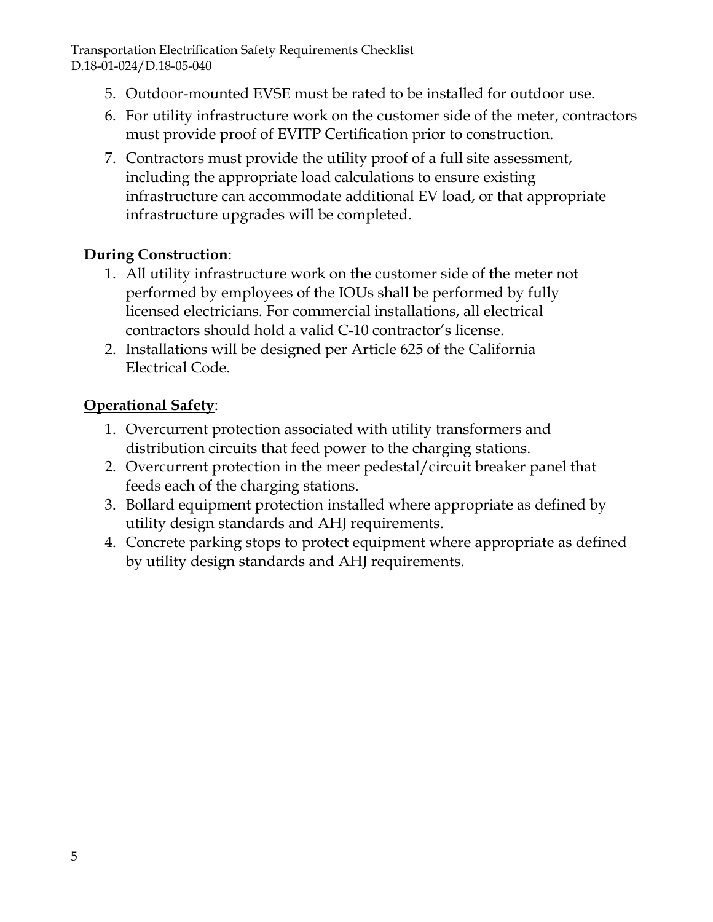5. Outdoor-mounted EVSE must be rated to be installed for outdoor use.
6. For utility infrastructure work on the customer side of the meter, contractors must provide proof of EVITP Certification prior to construction.
7. Contractors must provide the utility proof of a full site assessment, including the appropriate load calculations to ensure existing infrastructure can accommodate additional EV load, or that appropriate infrastructure upgrades will be completed.

**<u>During Construction</u>**:

1. All utility infrastructure work on the customer side of the meter not performed by employees of the IOUs shall be performed by fully licensed electricians. For commercial installations, all electrical contractors should hold a valid C-10 contractor's license.
2. Installations will be designed per Article 625 of the California Electrical Code.

**<u>Operational Safety</u>**:

1. Overcurrent protection associated with utility transformers and distribution circuits that feed power to the charging stations.
2. Overcurrent protection in the meer pedestal/circuit breaker panel that feeds each of the charging stations.
3. Bollard equipment protection installed where appropriate as defined by utility design standards and AHJ requirements.
4. Concrete parking stops to protect equipment where appropriate as defined by utility design standards and AHJ requirements.